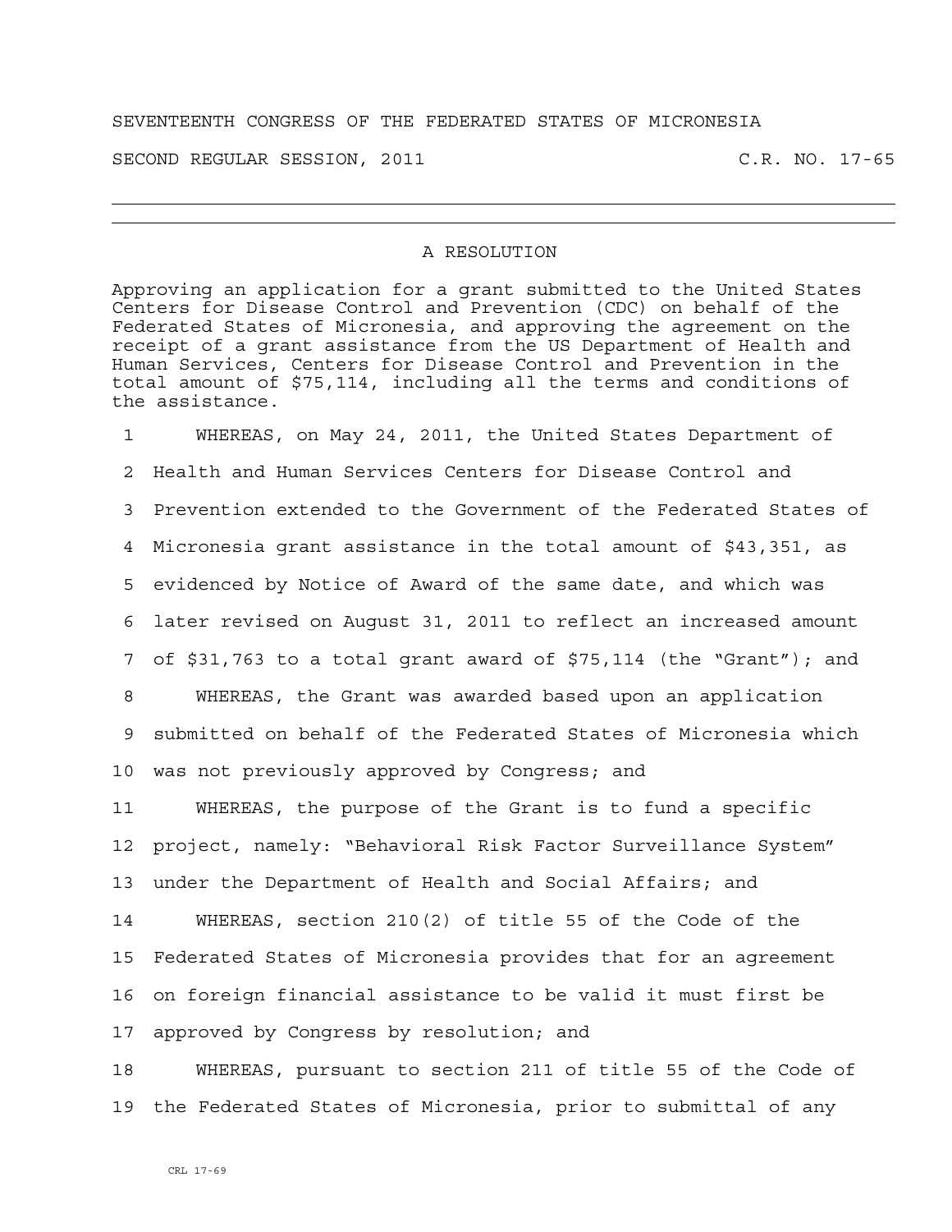SEVENTEENTH CONGRESS OF THE FEDERATED STATES OF MICRONESIA

SECOND REGULAR SESSION, 2011 C.R. NO. 17-65

---

## A RESOLUTION

Approving an application for a grant submitted to the United States Centers for Disease Control and Prevention (CDC) on behalf of the Federated States of Micronesia, and approving the agreement on the receipt of a grant assistance from the US Department of Health and Human Services, Centers for Disease Control and Prevention in the total amount of $75,114, including all the terms and conditions of the assistance.

1 WHEREAS, on May 24, 2011, the United States Department of
2 Health and Human Services Centers for Disease Control and
3 Prevention extended to the Government of the Federated States of
4 Micronesia grant assistance in the total amount of $43,351, as
5 evidenced by Notice of Award of the same date, and which was
6 later revised on August 31, 2011 to reflect an increased amount
7 of $31,763 to a total grant award of $75,114 (the "Grant"); and
8 WHEREAS, the Grant was awarded based upon an application
9 submitted on behalf of the Federated States of Micronesia which
10 was not previously approved by Congress; and
11 WHEREAS, the purpose of the Grant is to fund a specific
12 project, namely: "Behavioral Risk Factor Surveillance System"
13 under the Department of Health and Social Affairs; and
14 WHEREAS, section 210(2) of title 55 of the Code of the
15 Federated States of Micronesia provides that for an agreement
16 on foreign financial assistance to be valid it must first be
17 approved by Congress by resolution; and
18 WHEREAS, pursuant to section 211 of title 55 of the Code of
19 the Federated States of Micronesia, prior to submittal of any

CRL 17-69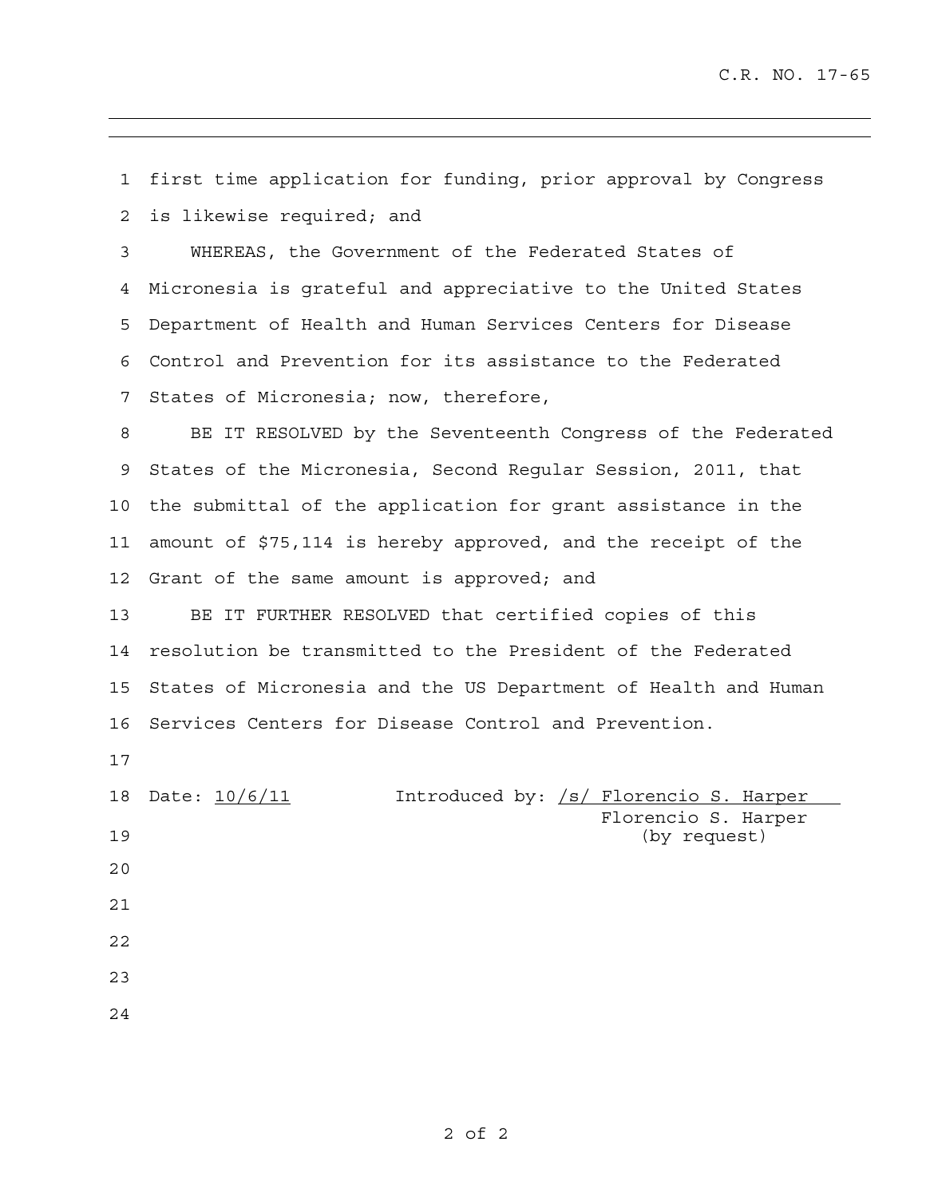first time application for funding, prior approval by Congress is likewise required; and

WHEREAS, the Government of the Federated States of Micronesia is grateful and appreciative to the United States Department of Health and Human Services Centers for Disease Control and Prevention for its assistance to the Federated States of Micronesia; now, therefore,

BE IT RESOLVED by the Seventeenth Congress of the Federated States of the Micronesia, Second Regular Session, 2011, that the submittal of the application for grant assistance in the amount of $75,114 is hereby approved, and the receipt of the Grant of the same amount is approved; and

BE IT FURTHER RESOLVED that certified copies of this resolution be transmitted to the President of the Federated States of Micronesia and the US Department of Health and Human Services Centers for Disease Control and Prevention.

Date: 10/6/11

Introduced by: /s/ Florencio S. Harper
Florencio S. Harper
(by request)